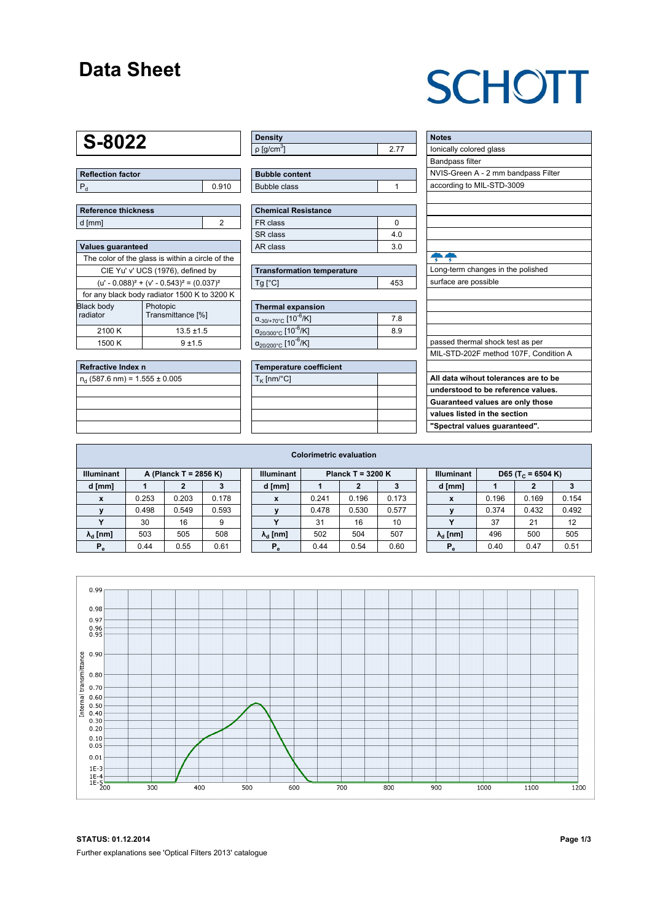# Data Sheet

SCHOTT

## S-8022

| Reflection factor | |
|---|---|
| $P_d$ | 0.910 |

| Reference thickness | |
|---|---|
| d [mm] | 2 |

| Values guaranteed | |
|---|---|
| The color of the glass is within a circle of the | |
| CIE Yu' v' UCS (1976), defined by | |
| $(u' - 0.088)^2 + (v' - 0.543)^2 = (0.037)^2$ | |
| for any black body radiator 1500 K to 3200 K | |
| Black body radiator | Photopic Transmittance [%] |
| 2100 K | 13.5 ±1.5 |
| 1500 K | 9 ±1.5 |

| Refractive Index n |
|---|
| $n_d$ (587.6 nm) = 1.555 ± 0.005 |

| Density | |
|---|---|
| ρ [g/cm³] | 2.77 |

| Bubble content | |
|---|---|
| Bubble class | 1 |

| Chemical Resistance | |
|---|---|
| FR class | 0 |
| SR class | 4.0 |
| AR class | 3.0 |

| Transformation temperature | |
|---|---|
| Tg [°C] | 453 |

| Thermal expansion | |
|---|---|
| $\alpha_{-30/+70°C}$ [$10^{-6}$/K] | 7.8 |
| $\alpha_{20/300°C}$ [$10^{-6}$/K] | 8.9 |
| $\alpha_{20/200°C}$ [$10^{-6}$/K] | |

| Temperature coefficient | |
|---|---|
| $T_K$ [nm/°C] | |

| Notes |
|---|
| Ionically colored glass |
| Bandpass filter |
| NVIS-Green A - 2 mm bandpass Filter |
| according to MIL-STD-3009 |
| Long-term changes in the polished surface are possible |
| passed thermal shock test as per MIL-STD-202F method 107F, Condition A |
| **All data wihout tolerances are to be understood to be reference values. Guaranteed values are only those values listed in the section "Spectral values guaranteed".** |

### Colorimetric evaluation

| Illuminant | A (Planck T = 2856 K) | | |
|---|---|---|---|
| d [mm] | 1 | 2 | 3 |
| x | 0.253 | 0.203 | 0.178 |
| y | 0.498 | 0.549 | 0.593 |
| Y | 30 | 16 | 9 |
| $\lambda_d$ [nm] | 503 | 505 | 508 |
| $P_e$ | 0.44 | 0.55 | 0.61 |

| Illuminant | Planck T = 3200 K | | |
|---|---|---|---|
| d [mm] | 1 | 2 | 3 |
| x | 0.241 | 0.196 | 0.173 |
| y | 0.478 | 0.530 | 0.577 |
| Y | 31 | 16 | 10 |
| $\lambda_d$ [nm] | 502 | 504 | 507 |
| $P_e$ | 0.44 | 0.54 | 0.60 |

| Illuminant | D65 ($T_C$ = 6504 K) | | |
|---|---|---|---|
| d [mm] | 1 | 2 | 3 |
| x | 0.196 | 0.169 | 0.154 |
| y | 0.374 | 0.432 | 0.492 |
| Y | 37 | 21 | 12 |
| $\lambda_d$ [nm] | 496 | 500 | 505 |
| $P_e$ | 0.40 | 0.47 | 0.51 |

**STATUS: 01.12.2014**

Further explanations see 'Optical Filters 2013' catalogue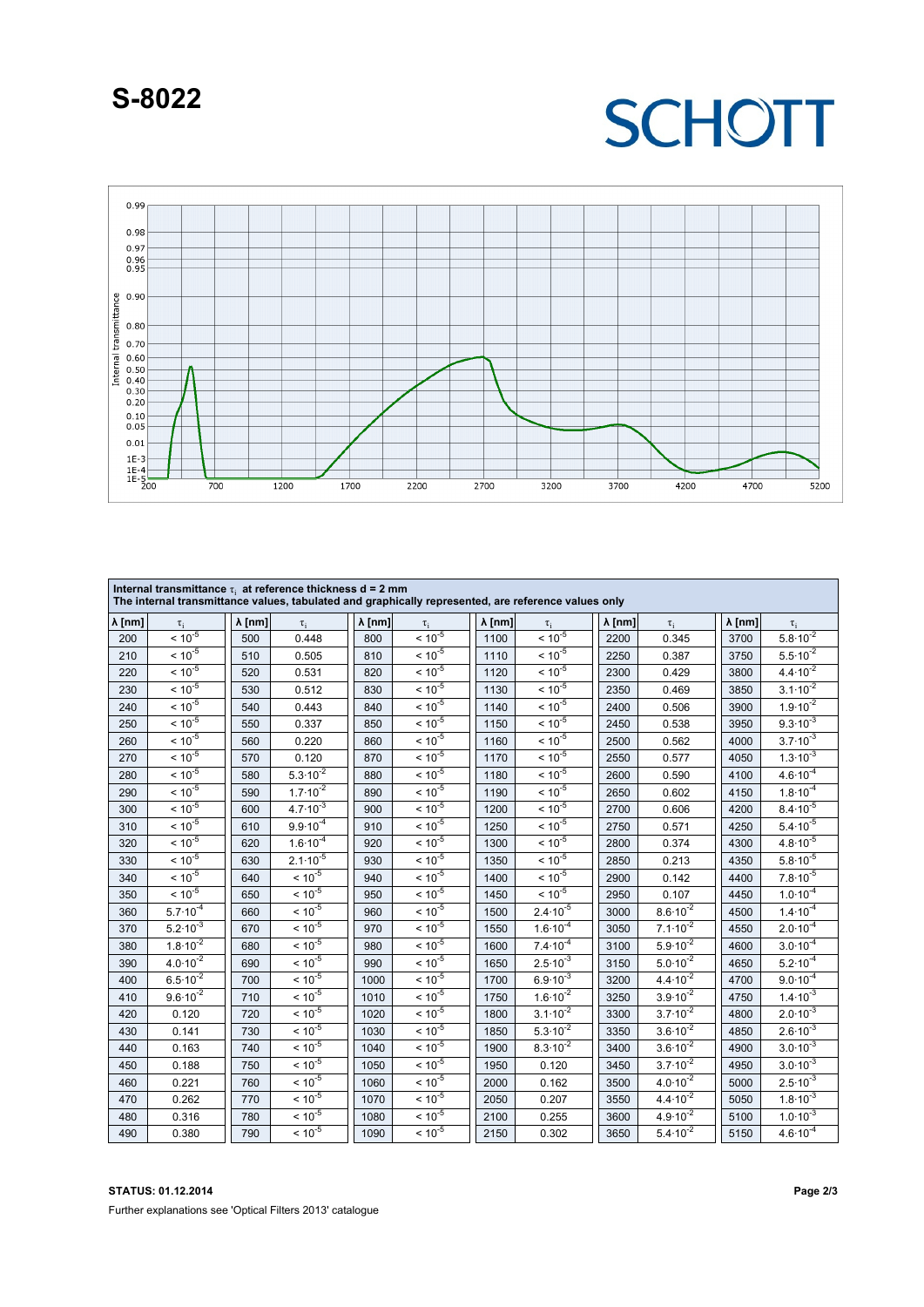# S-8022

**SCHOTT**

| Internal transmittance $\tau_i$ at reference thickness d = 2 mm<br>The internal transmittance values, tabulated and graphically represented, are reference values only | | | | | | | | | | | |
|---|---|---|---|---|---|---|---|---|---|---|---|
| λ [nm] | $\tau_i$ | λ [nm] | $\tau_i$ | λ [nm] | $\tau_i$ | λ [nm] | $\tau_i$ | λ [nm] | $\tau_i$ | λ [nm] | $\tau_i$ |
| 200 | $< 10^{-5}$ | 500 | 0.448 | 800 | $< 10^{-5}$ | 1100 | $< 10^{-5}$ | 2200 | 0.345 | 3700 | $5.8 \cdot 10^{-2}$ |
| 210 | $< 10^{-5}$ | 510 | 0.505 | 810 | $< 10^{-5}$ | 1110 | $< 10^{-5}$ | 2250 | 0.387 | 3750 | $5.5 \cdot 10^{-2}$ |
| 220 | $< 10^{-5}$ | 520 | 0.531 | 820 | $< 10^{-5}$ | 1120 | $< 10^{-5}$ | 2300 | 0.429 | 3800 | $4.4 \cdot 10^{-2}$ |
| 230 | $< 10^{-5}$ | 530 | 0.512 | 830 | $< 10^{-5}$ | 1130 | $< 10^{-5}$ | 2350 | 0.469 | 3850 | $3.1 \cdot 10^{-2}$ |
| 240 | $< 10^{-5}$ | 540 | 0.443 | 840 | $< 10^{-5}$ | 1140 | $< 10^{-5}$ | 2400 | 0.506 | 3900 | $1.9 \cdot 10^{-2}$ |
| 250 | $< 10^{-5}$ | 550 | 0.337 | 850 | $< 10^{-5}$ | 1150 | $< 10^{-5}$ | 2450 | 0.538 | 3950 | $9.3 \cdot 10^{-3}$ |
| 260 | $< 10^{-5}$ | 560 | 0.220 | 860 | $< 10^{-5}$ | 1160 | $< 10^{-5}$ | 2500 | 0.562 | 4000 | $3.7 \cdot 10^{-3}$ |
| 270 | $< 10^{-5}$ | 570 | 0.120 | 870 | $< 10^{-5}$ | 1170 | $< 10^{-5}$ | 2550 | 0.577 | 4050 | $1.3 \cdot 10^{-3}$ |
| 280 | $< 10^{-5}$ | 580 | $5.3 \cdot 10^{-2}$ | 880 | $< 10^{-5}$ | 1180 | $< 10^{-5}$ | 2600 | 0.590 | 4100 | $4.6 \cdot 10^{-4}$ |
| 290 | $< 10^{-5}$ | 590 | $1.7 \cdot 10^{-2}$ | 890 | $< 10^{-5}$ | 1190 | $< 10^{-5}$ | 2650 | 0.602 | 4150 | $1.8 \cdot 10^{-4}$ |
| 300 | $< 10^{-5}$ | 600 | $4.7 \cdot 10^{-3}$ | 900 | $< 10^{-5}$ | 1200 | $< 10^{-5}$ | 2700 | 0.606 | 4200 | $8.4 \cdot 10^{-5}$ |
| 310 | $< 10^{-5}$ | 610 | $9.9 \cdot 10^{-4}$ | 910 | $< 10^{-5}$ | 1250 | $< 10^{-5}$ | 2750 | 0.571 | 4250 | $5.4 \cdot 10^{-5}$ |
| 320 | $< 10^{-5}$ | 620 | $1.6 \cdot 10^{-4}$ | 920 | $< 10^{-5}$ | 1300 | $< 10^{-5}$ | 2800 | 0.374 | 4300 | $4.8 \cdot 10^{-5}$ |
| 330 | $< 10^{-5}$ | 630 | $2.1 \cdot 10^{-5}$ | 930 | $< 10^{-5}$ | 1350 | $< 10^{-5}$ | 2850 | 0.213 | 4350 | $5.8 \cdot 10^{-5}$ |
| 340 | $< 10^{-5}$ | 640 | $< 10^{-5}$ | 940 | $< 10^{-5}$ | 1400 | $< 10^{-5}$ | 2900 | 0.142 | 4400 | $7.8 \cdot 10^{-5}$ |
| 350 | $< 10^{-5}$ | 650 | $< 10^{-5}$ | 950 | $< 10^{-5}$ | 1450 | $< 10^{-5}$ | 2950 | 0.107 | 4450 | $1.0 \cdot 10^{-4}$ |
| 360 | $5.7 \cdot 10^{-4}$ | 660 | $< 10^{-5}$ | 960 | $< 10^{-5}$ | 1500 | $2.4 \cdot 10^{-5}$ | 3000 | $8.6 \cdot 10^{-2}$ | 4500 | $1.4 \cdot 10^{-4}$ |
| 370 | $5.2 \cdot 10^{-3}$ | 670 | $< 10^{-5}$ | 970 | $< 10^{-5}$ | 1550 | $1.6 \cdot 10^{-4}$ | 3050 | $7.1 \cdot 10^{-2}$ | 4550 | $2.0 \cdot 10^{-4}$ |
| 380 | $1.8 \cdot 10^{-2}$ | 680 | $< 10^{-5}$ | 980 | $< 10^{-5}$ | 1600 | $7.4 \cdot 10^{-4}$ | 3100 | $5.9 \cdot 10^{-2}$ | 4600 | $3.0 \cdot 10^{-4}$ |
| 390 | $4.0 \cdot 10^{-2}$ | 690 | $< 10^{-5}$ | 990 | $< 10^{-5}$ | 1650 | $2.5 \cdot 10^{-3}$ | 3150 | $5.0 \cdot 10^{-2}$ | 4650 | $5.2 \cdot 10^{-4}$ |
| 400 | $6.5 \cdot 10^{-2}$ | 700 | $< 10^{-5}$ | 1000 | $< 10^{-5}$ | 1700 | $6.9 \cdot 10^{-3}$ | 3200 | $4.4 \cdot 10^{-2}$ | 4700 | $9.0 \cdot 10^{-4}$ |
| 410 | $9.6 \cdot 10^{-2}$ | 710 | $< 10^{-5}$ | 1010 | $< 10^{-5}$ | 1750 | $1.6 \cdot 10^{-2}$ | 3250 | $3.9 \cdot 10^{-2}$ | 4750 | $1.4 \cdot 10^{-3}$ |
| 420 | 0.120 | 720 | $< 10^{-5}$ | 1020 | $< 10^{-5}$ | 1800 | $3.1 \cdot 10^{-2}$ | 3300 | $3.7 \cdot 10^{-2}$ | 4800 | $2.0 \cdot 10^{-3}$ |
| 430 | 0.141 | 730 | $< 10^{-5}$ | 1030 | $< 10^{-5}$ | 1850 | $5.3 \cdot 10^{-2}$ | 3350 | $3.6 \cdot 10^{-2}$ | 4850 | $2.6 \cdot 10^{-3}$ |
| 440 | 0.163 | 740 | $< 10^{-5}$ | 1040 | $< 10^{-5}$ | 1900 | $8.3 \cdot 10^{-2}$ | 3400 | $3.6 \cdot 10^{-2}$ | 4900 | $3.0 \cdot 10^{-3}$ |
| 450 | 0.188 | 750 | $< 10^{-5}$ | 1050 | $< 10^{-5}$ | 1950 | 0.120 | 3450 | $3.7 \cdot 10^{-2}$ | 4950 | $3.0 \cdot 10^{-3}$ |
| 460 | 0.221 | 760 | $< 10^{-5}$ | 1060 | $< 10^{-5}$ | 2000 | 0.162 | 3500 | $4.0 \cdot 10^{-2}$ | 5000 | $2.5 \cdot 10^{-3}$ |
| 470 | 0.262 | 770 | $< 10^{-5}$ | 1070 | $< 10^{-5}$ | 2050 | 0.207 | 3550 | $4.4 \cdot 10^{-2}$ | 5050 | $1.8 \cdot 10^{-3}$ |
| 480 | 0.316 | 780 | $< 10^{-5}$ | 1080 | $< 10^{-5}$ | 2100 | 0.255 | 3600 | $4.9 \cdot 10^{-2}$ | 5100 | $1.0 \cdot 10^{-3}$ |
| 490 | 0.380 | 790 | $< 10^{-5}$ | 1090 | $< 10^{-5}$ | 2150 | 0.302 | 3650 | $5.4 \cdot 10^{-2}$ | 5150 | $4.6 \cdot 10^{-4}$ |

**STATUS: 01.12.2014**

Further explanations see 'Optical Filters 2013' catalogue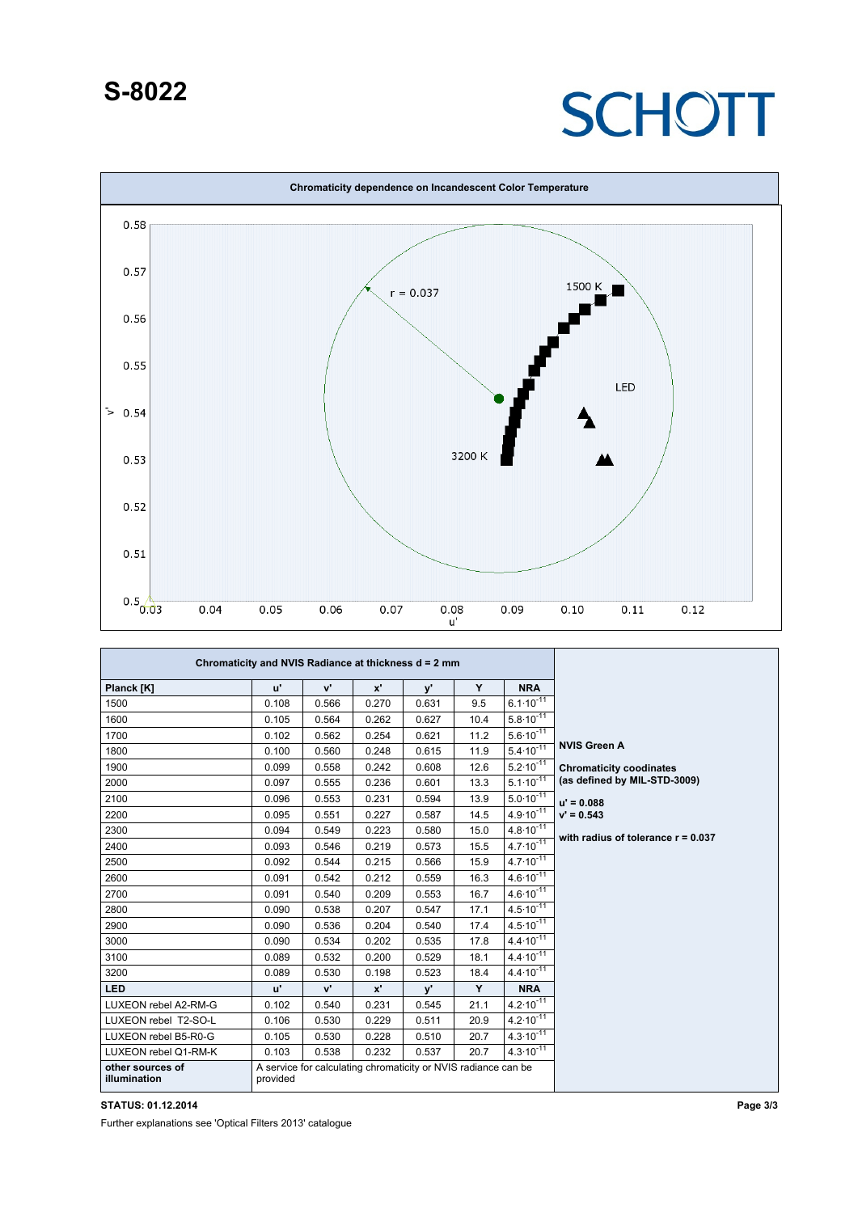S-8022

SCHOTT

**Chromaticity dependence on Incandescent Color Temperature**

0.58
0.57
0.56
0.55
0.54
0.53
0.52
0.51
0.5
v'
0.03 0.04 0.05 0.06 0.07 0.08 0.09 0.10 0.11 0.12
u'
r = 0.037
1500 K
3200 K
LED

| Chromaticity and NVIS Radiance at thickness d = 2 mm | | | | | | |
|---|---|---|---|---|---|---|
| **Planck [K]** | **u'** | **v'** | **x'** | **y'** | **Y** | **NRA** |
| 1500 | 0.108 | 0.566 | 0.270 | 0.631 | 9.5 | $6.1 \cdot 10^{-11}$ |
| 1600 | 0.105 | 0.564 | 0.262 | 0.627 | 10.4 | $5.8 \cdot 10^{-11}$ |
| 1700 | 0.102 | 0.562 | 0.254 | 0.621 | 11.2 | $5.6 \cdot 10^{-11}$ |
| 1800 | 0.100 | 0.560 | 0.248 | 0.615 | 11.9 | $5.4 \cdot 10^{-11}$ |
| 1900 | 0.099 | 0.558 | 0.242 | 0.608 | 12.6 | $5.2 \cdot 10^{-11}$ |
| 2000 | 0.097 | 0.555 | 0.236 | 0.601 | 13.3 | $5.1 \cdot 10^{-11}$ |
| 2100 | 0.096 | 0.553 | 0.231 | 0.594 | 13.9 | $5.0 \cdot 10^{-11}$ |
| 2200 | 0.095 | 0.551 | 0.227 | 0.587 | 14.5 | $4.9 \cdot 10^{-11}$ |
| 2300 | 0.094 | 0.549 | 0.223 | 0.580 | 15.0 | $4.8 \cdot 10^{-11}$ |
| 2400 | 0.093 | 0.546 | 0.219 | 0.573 | 15.5 | $4.7 \cdot 10^{-11}$ |
| 2500 | 0.092 | 0.544 | 0.215 | 0.566 | 15.9 | $4.7 \cdot 10^{-11}$ |
| 2600 | 0.091 | 0.542 | 0.212 | 0.559 | 16.3 | $4.6 \cdot 10^{-11}$ |
| 2700 | 0.091 | 0.540 | 0.209 | 0.553 | 16.7 | $4.6 \cdot 10^{-11}$ |
| 2800 | 0.090 | 0.538 | 0.207 | 0.547 | 17.1 | $4.5 \cdot 10^{-11}$ |
| 2900 | 0.090 | 0.536 | 0.204 | 0.540 | 17.4 | $4.5 \cdot 10^{-11}$ |
| 3000 | 0.090 | 0.534 | 0.202 | 0.535 | 17.8 | $4.4 \cdot 10^{-11}$ |
| 3100 | 0.089 | 0.532 | 0.200 | 0.529 | 18.1 | $4.4 \cdot 10^{-11}$ |
| 3200 | 0.089 | 0.530 | 0.198 | 0.523 | 18.4 | $4.4 \cdot 10^{-11}$ |
| **LED** | **u'** | **v'** | **x'** | **y'** | **Y** | **NRA** |
| LUXEON rebel A2-RM-G | 0.102 | 0.540 | 0.231 | 0.545 | 21.1 | $4.2 \cdot 10^{-11}$ |
| LUXEON rebel T2-SO-L | 0.106 | 0.530 | 0.229 | 0.511 | 20.9 | $4.2 \cdot 10^{-11}$ |
| LUXEON rebel B5-R0-G | 0.105 | 0.530 | 0.228 | 0.510 | 20.7 | $4.3 \cdot 10^{-11}$ |
| LUXEON rebel Q1-RM-K | 0.103 | 0.538 | 0.232 | 0.537 | 20.7 | $4.3 \cdot 10^{-11}$ |
| **other sources of illumination** | A service for calculating chromaticity or NVIS radiance can be provided | | | | | |

**NVIS Green A**

**Chromaticity coodinates (as defined by MIL-STD-3009)**

**u' = 0.088**
**v' = 0.543**

**with radius of tolerance r = 0.037**

**STATUS: 01.12.2014**

Further explanations see 'Optical Filters 2013' catalogue